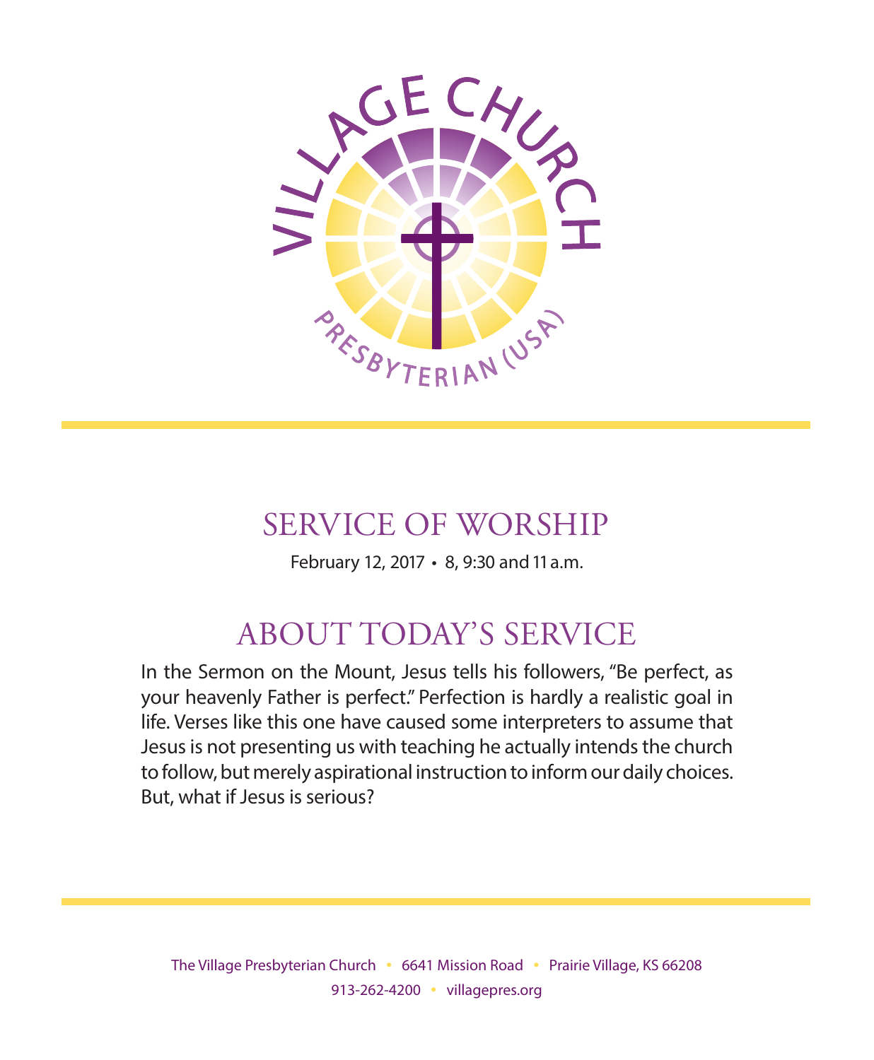VILLAGE CHURCH

PRESBYTERIAN (USA)

# SERVICE OF WORSHIP

February 12, 2017 • 8, 9:30 and 11 a.m.

## ABOUT TODAY'S SERVICE

In the Sermon on the Mount, Jesus tells his followers, "Be perfect, as your heavenly Father is perfect." Perfection is hardly a realistic goal in life. Verses like this one have caused some interpreters to assume that Jesus is not presenting us with teaching he actually intends the church to follow, but merely aspirational instruction to inform our daily choices. But, what if Jesus is serious?

The Village Presbyterian Church • 6641 Mission Road • Prairie Village, KS 66208
913-262-4200 • villagepres.org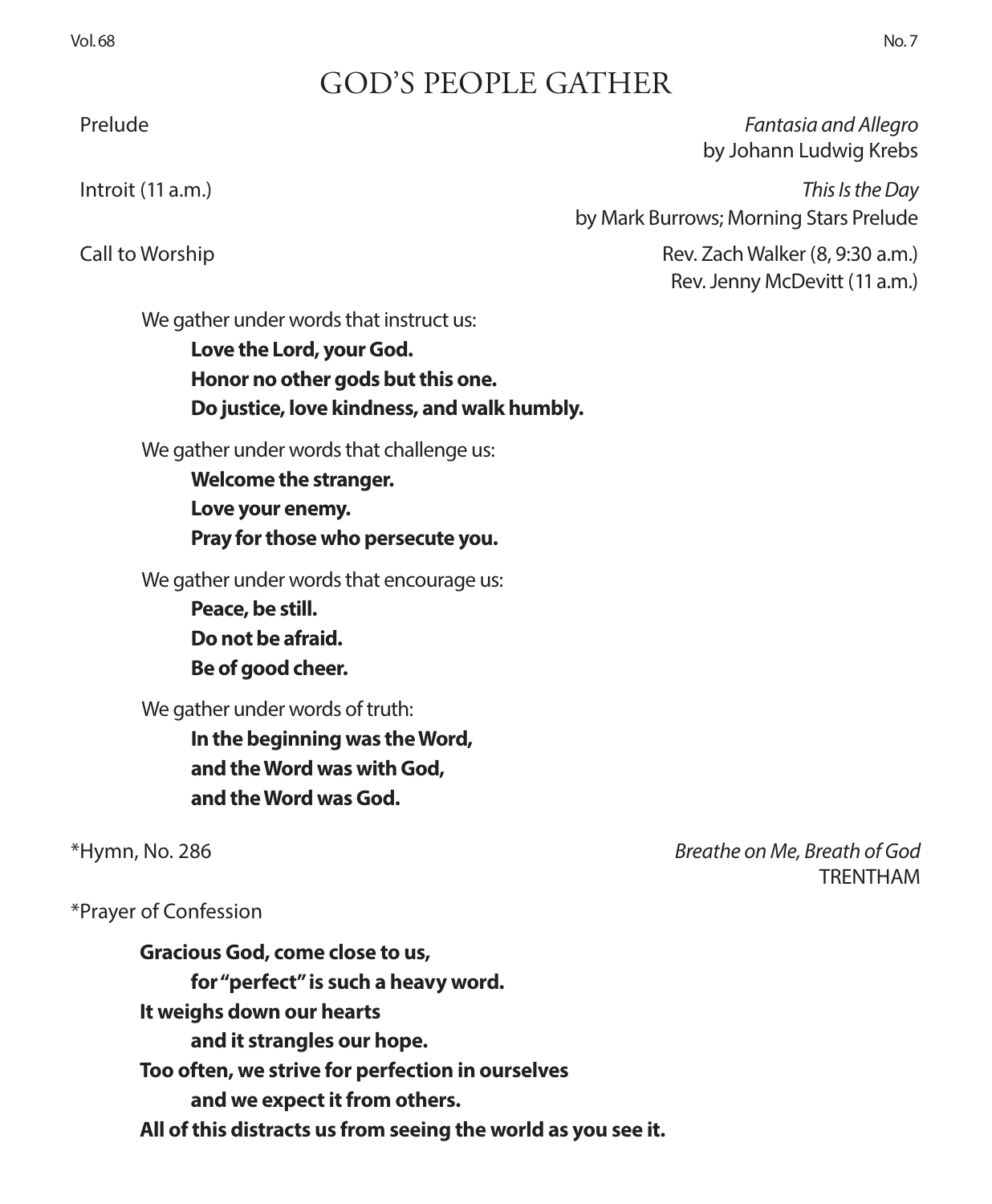# GOD'S PEOPLE GATHER

Prelude *Fantasia and Allegro* by Johann Ludwig Krebs

Introit (11 a.m.) *This Is the Day* by Mark Burrows; Morning Stars Prelude

Call to Worship Rev. Zach Walker (8, 9:30 a.m.) Rev. Jenny McDevitt (11 a.m.)

We gather under words that instruct us:
**Love the Lord, your God.**
**Honor no other gods but this one.**
**Do justice, love kindness, and walk humbly.**

We gather under words that challenge us:
**Welcome the stranger.**
**Love your enemy.**
**Pray for those who persecute you.**

We gather under words that encourage us:
**Peace, be still.**
**Do not be afraid.**
**Be of good cheer.**

We gather under words of truth:
**In the beginning was the Word,**
**and the Word was with God,**
**and the Word was God.**

*Hymn, No. 286 *Breathe on Me, Breath of God* TRENTHAM

*Prayer of Confession

**Gracious God, come close to us,**
**for "perfect" is such a heavy word.**
**It weighs down our hearts**
**and it strangles our hope.**
**Too often, we strive for perfection in ourselves**
**and we expect it from others.**
**All of this distracts us from seeing the world as you see it.**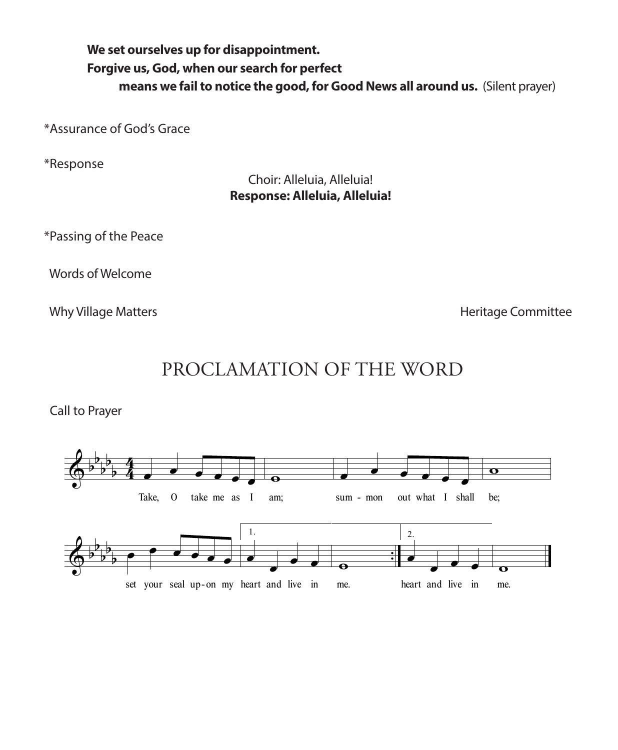**We set ourselves up for disappointment.**
**Forgive us, God, when our search for perfect**
**means we fail to notice the good, for Good News all around us.** (Silent prayer)

*Assurance of God's Grace

*Response

Choir: Alleluia, Alleluia!
**Response: Alleluia, Alleluia!**

*Passing of the Peace

Words of Welcome

Why Village Matters — Heritage Committee

# PROCLAMATION OF THE WORD

Call to Prayer

Take, O take me as I am; summon out what I shall be; set your seal upon my heart and live in me. heart and live in me.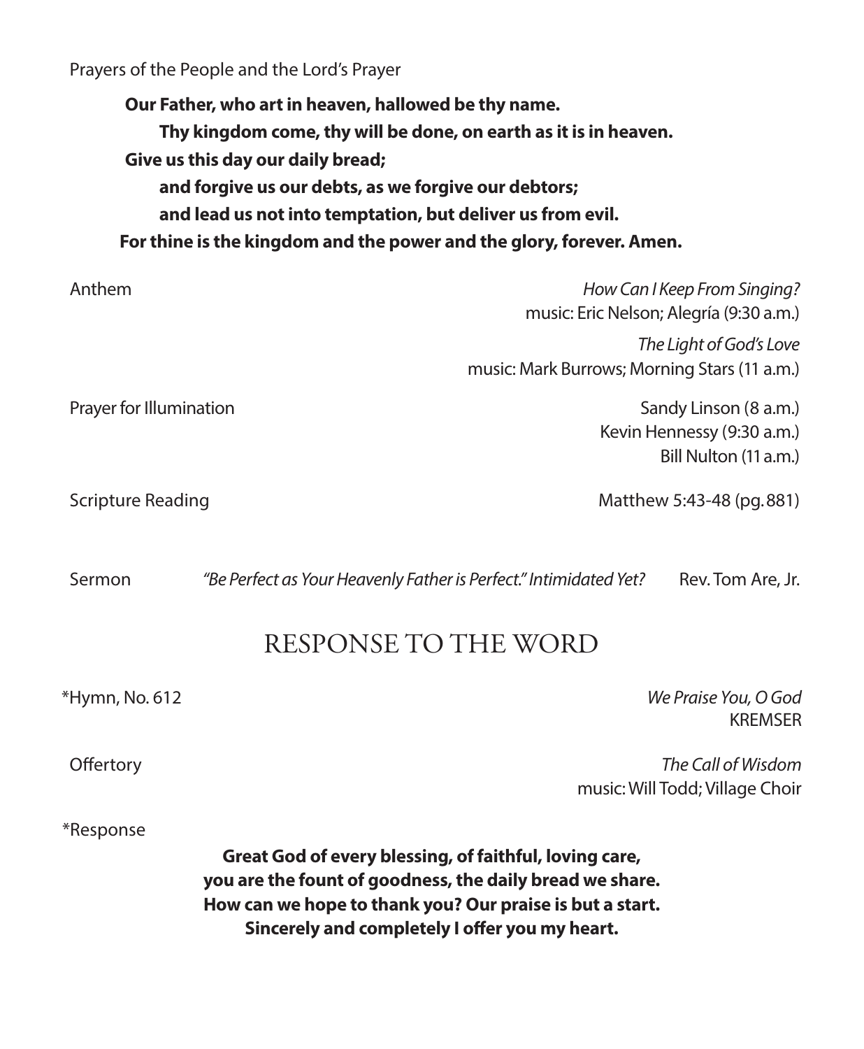Prayers of the People and the Lord's Prayer

**Our Father, who art in heaven, hallowed be thy name.**
**Thy kingdom come, thy will be done, on earth as it is in heaven.**
**Give us this day our daily bread;**
**and forgive us our debts, as we forgive our debtors;**
**and lead us not into temptation, but deliver us from evil.**
**For thine is the kingdom and the power and the glory, forever. Amen.**

Anthem — *How Can I Keep From Singing?*
music: Eric Nelson; Alegría (9:30 a.m.)

*The Light of God's Love*
music: Mark Burrows; Morning Stars (11 a.m.)

Prayer for Illumination — Sandy Linson (8 a.m.)
Kevin Hennessy (9:30 a.m.)
Bill Nulton (11 a.m.)

Scripture Reading — Matthew 5:43-48 (pg. 881)

Sermon — *"Be Perfect as Your Heavenly Father is Perfect." Intimidated Yet?* — Rev. Tom Are, Jr.

## RESPONSE TO THE WORD

*Hymn, No. 612 — *We Praise You, O God*
KREMSER

Offertory — *The Call of Wisdom*
music: Will Todd; Village Choir

*Response

**Great God of every blessing, of faithful, loving care,**
**you are the fount of goodness, the daily bread we share.**
**How can we hope to thank you? Our praise is but a start.**
**Sincerely and completely I offer you my heart.**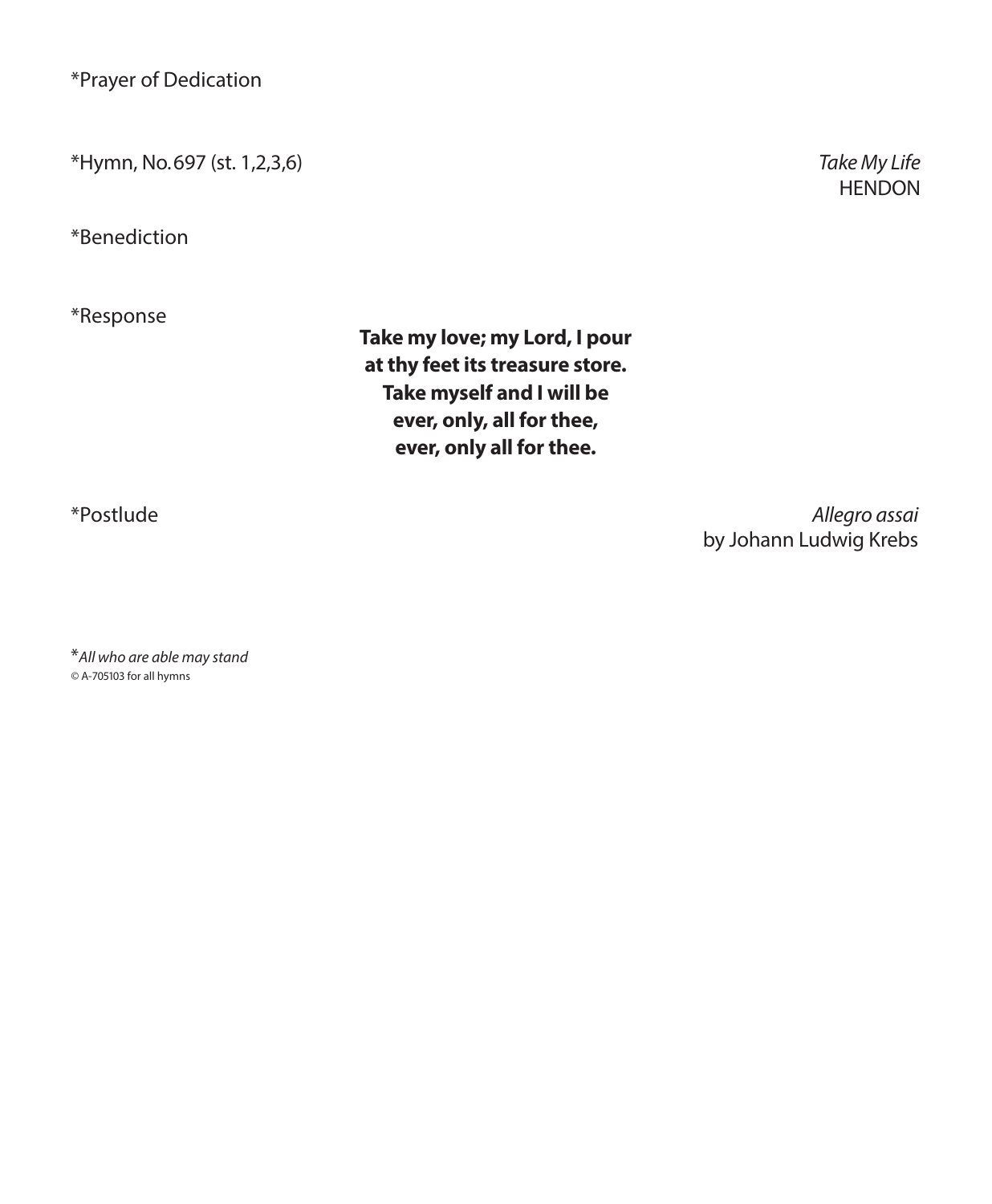*Prayer of Dedication

*Hymn, No.697 (st. 1,2,3,6) *Take My Life*
HENDON

*Benediction

*Response

**Take my love; my Lord, I pour**
**at thy feet its treasure store.**
**Take myself and I will be**
**ever, only, all for thee,**
**ever, only all for thee.**

*Postlude *Allegro assai*
by Johann Ludwig Krebs

**All who are able may stand*
© A-705103 for all hymns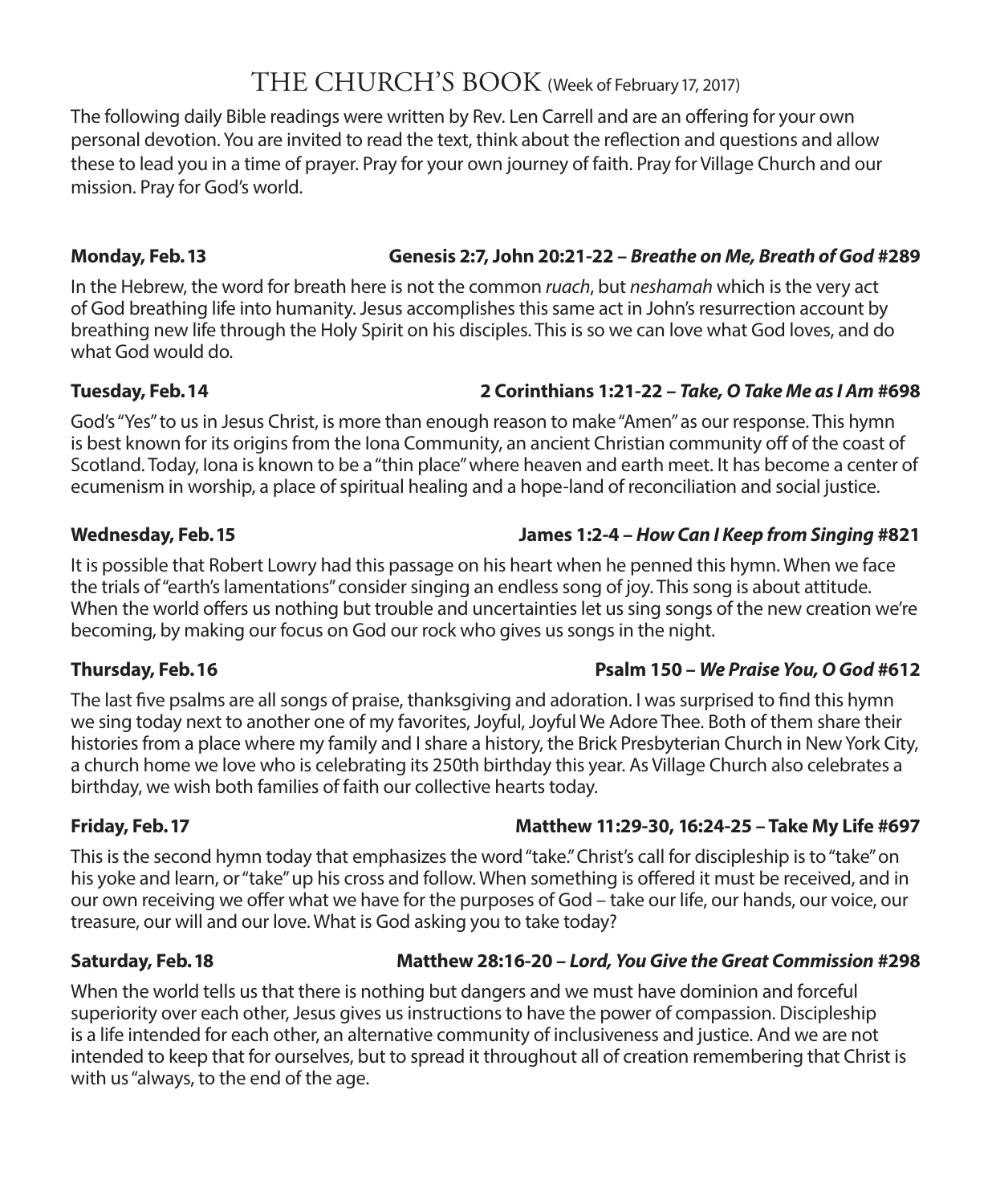# THE CHURCH'S BOOK (Week of February 17, 2017)

The following daily Bible readings were written by Rev. Len Carrell and are an offering for your own personal devotion. You are invited to read the text, think about the reflection and questions and allow these to lead you in a time of prayer. Pray for your own journey of faith. Pray for Village Church and our mission. Pray for God's world.

**Monday, Feb. 13** **Genesis 2:7, John 20:21-22 – *Breathe on Me, Breath of God* #289**

In the Hebrew, the word for breath here is not the common *ruach*, but *neshamah* which is the very act of God breathing life into humanity. Jesus accomplishes this same act in John's resurrection account by breathing new life through the Holy Spirit on his disciples. This is so we can love what God loves, and do what God would do.

**Tuesday, Feb. 14** **2 Corinthians 1:21-22 – *Take, O Take Me as I Am* #698**

God's "Yes" to us in Jesus Christ, is more than enough reason to make "Amen" as our response. This hymn is best known for its origins from the Iona Community, an ancient Christian community off of the coast of Scotland. Today, Iona is known to be a "thin place" where heaven and earth meet. It has become a center of ecumenism in worship, a place of spiritual healing and a hope-land of reconciliation and social justice.

**Wednesday, Feb. 15** **James 1:2-4 – *How Can I Keep from Singing* #821**

It is possible that Robert Lowry had this passage on his heart when he penned this hymn. When we face the trials of "earth's lamentations" consider singing an endless song of joy. This song is about attitude. When the world offers us nothing but trouble and uncertainties let us sing songs of the new creation we're becoming, by making our focus on God our rock who gives us songs in the night.

**Thursday, Feb. 16** **Psalm 150 – *We Praise You, O God* #612**

The last five psalms are all songs of praise, thanksgiving and adoration. I was surprised to find this hymn we sing today next to another one of my favorites, Joyful, Joyful We Adore Thee. Both of them share their histories from a place where my family and I share a history, the Brick Presbyterian Church in New York City, a church home we love who is celebrating its 250th birthday this year. As Village Church also celebrates a birthday, we wish both families of faith our collective hearts today.

**Friday, Feb. 17** **Matthew 11:29-30, 16:24-25 – Take My Life #697**

This is the second hymn today that emphasizes the word "take." Christ's call for discipleship is to "take" on his yoke and learn, or "take" up his cross and follow. When something is offered it must be received, and in our own receiving we offer what we have for the purposes of God – take our life, our hands, our voice, our treasure, our will and our love. What is God asking you to take today?

**Saturday, Feb. 18** **Matthew 28:16-20 – *Lord, You Give the Great Commission* #298**

When the world tells us that there is nothing but dangers and we must have dominion and forceful superiority over each other, Jesus gives us instructions to have the power of compassion. Discipleship is a life intended for each other, an alternative community of inclusiveness and justice. And we are not intended to keep that for ourselves, but to spread it throughout all of creation remembering that Christ is with us "always, to the end of the age.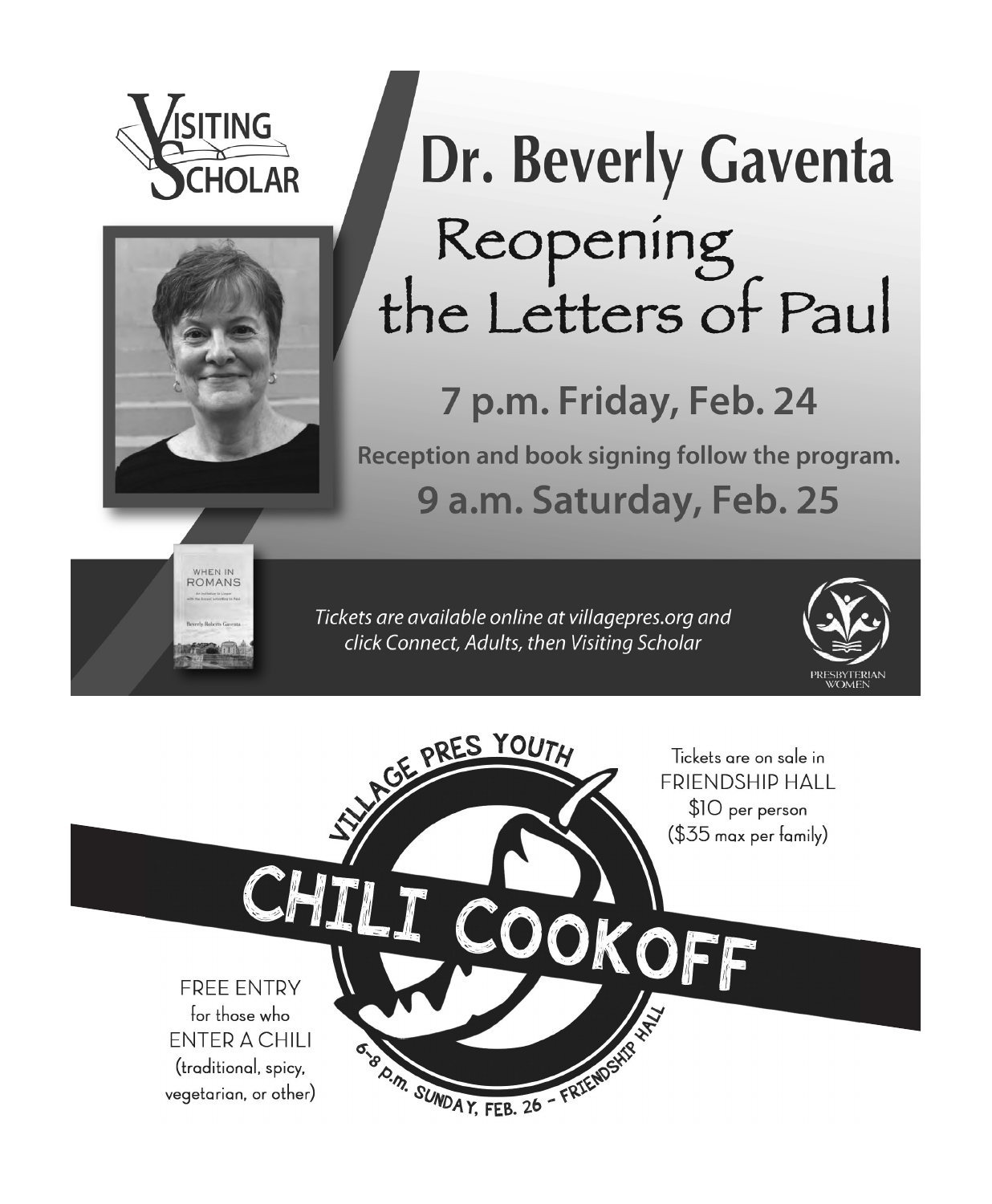Visiting Scholar

# Dr. Beverly Gaventa

## Reopening the Letters of Paul

### 7 p.m. Friday, Feb. 24

**Reception and book signing follow the program.**

### 9 a.m. Saturday, Feb. 25

*Tickets are available online at villagepres.org and click Connect, Adults, then Visiting Scholar*

Presbyterian Women

---

Village Pres Youth

# CHILI COOKOFF

6-8 p.m. Sunday, Feb. 26 - Friendship Hall

Tickets are on sale in FRIENDSHIP HALL
$10 per person
($35 max per family)

FREE ENTRY for those who ENTER A CHILI (traditional, spicy, vegetarian, or other)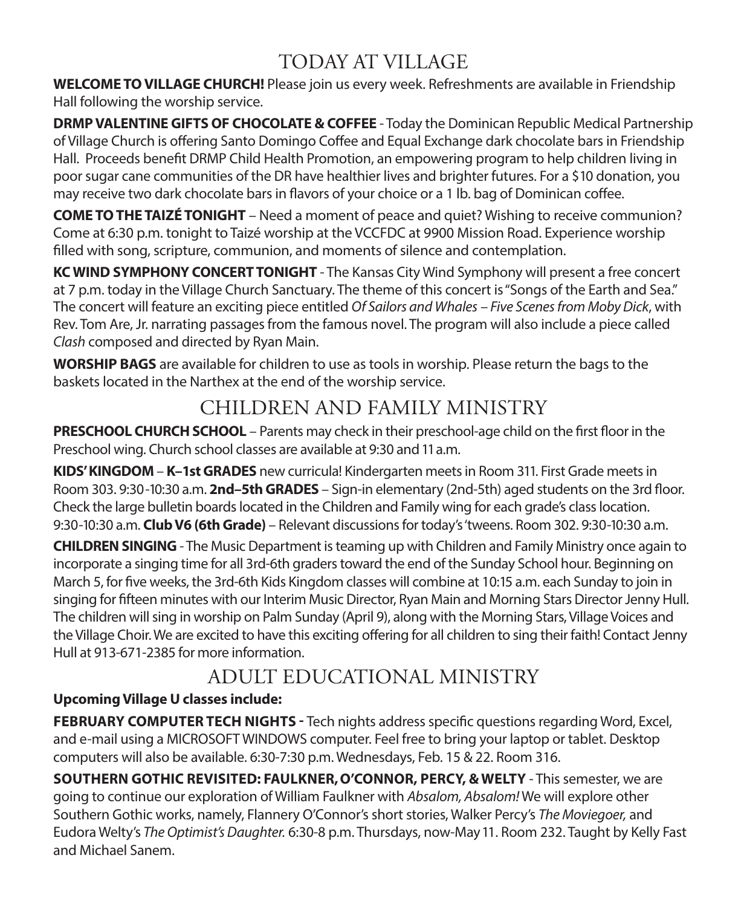# TODAY AT VILLAGE

**WELCOME TO VILLAGE CHURCH!** Please join us every week. Refreshments are available in Friendship Hall following the worship service.

**DRMP VALENTINE GIFTS OF CHOCOLATE & COFFEE** - Today the Dominican Republic Medical Partnership of Village Church is offering Santo Domingo Coffee and Equal Exchange dark chocolate bars in Friendship Hall. Proceeds benefit DRMP Child Health Promotion, an empowering program to help children living in poor sugar cane communities of the DR have healthier lives and brighter futures. For a $10 donation, you may receive two dark chocolate bars in flavors of your choice or a 1 lb. bag of Dominican coffee.

**COME TO THE TAIZÉ TONIGHT** – Need a moment of peace and quiet? Wishing to receive communion? Come at 6:30 p.m. tonight to Taizé worship at the VCCFDC at 9900 Mission Road. Experience worship filled with song, scripture, communion, and moments of silence and contemplation.

**KC WIND SYMPHONY CONCERT TONIGHT** - The Kansas City Wind Symphony will present a free concert at 7 p.m. today in the Village Church Sanctuary. The theme of this concert is "Songs of the Earth and Sea." The concert will feature an exciting piece entitled *Of Sailors and Whales – Five Scenes from Moby Dick*, with Rev. Tom Are, Jr. narrating passages from the famous novel. The program will also include a piece called *Clash* composed and directed by Ryan Main.

**WORSHIP BAGS** are available for children to use as tools in worship. Please return the bags to the baskets located in the Narthex at the end of the worship service.

# CHILDREN AND FAMILY MINISTRY

**PRESCHOOL CHURCH SCHOOL** – Parents may check in their preschool-age child on the first floor in the Preschool wing. Church school classes are available at 9:30 and 11 a.m.

**KIDS' KINGDOM** – **K–1st GRADES** new curricula! Kindergarten meets in Room 311. First Grade meets in Room 303. 9:30-10:30 a.m. **2nd–5th GRADES** – Sign-in elementary (2nd-5th) aged students on the 3rd floor. Check the large bulletin boards located in the Children and Family wing for each grade's class location. 9:30-10:30 a.m. **Club V6 (6th Grade)** – Relevant discussions for today's 'tweens. Room 302. 9:30-10:30 a.m.

**CHILDREN SINGING** - The Music Department is teaming up with Children and Family Ministry once again to incorporate a singing time for all 3rd-6th graders toward the end of the Sunday School hour. Beginning on March 5, for five weeks, the 3rd-6th Kids Kingdom classes will combine at 10:15 a.m. each Sunday to join in singing for fifteen minutes with our Interim Music Director, Ryan Main and Morning Stars Director Jenny Hull. The children will sing in worship on Palm Sunday (April 9), along with the Morning Stars, Village Voices and the Village Choir. We are excited to have this exciting offering for all children to sing their faith! Contact Jenny Hull at 913-671-2385 for more information.

# ADULT EDUCATIONAL MINISTRY

**Upcoming Village U classes include:**

**FEBRUARY COMPUTER TECH NIGHTS -** Tech nights address specific questions regarding Word, Excel, and e-mail using a MICROSOFT WINDOWS computer. Feel free to bring your laptop or tablet. Desktop computers will also be available. 6:30-7:30 p.m. Wednesdays, Feb. 15 & 22. Room 316.

**SOUTHERN GOTHIC REVISITED: FAULKNER, O'CONNOR, PERCY, & WELTY** - This semester, we are going to continue our exploration of William Faulkner with *Absalom, Absalom!* We will explore other Southern Gothic works, namely, Flannery O'Connor's short stories, Walker Percy's *The Moviegoer,* and Eudora Welty's *The Optimist's Daughter.* 6:30-8 p.m. Thursdays, now-May 11. Room 232. Taught by Kelly Fast and Michael Sanem.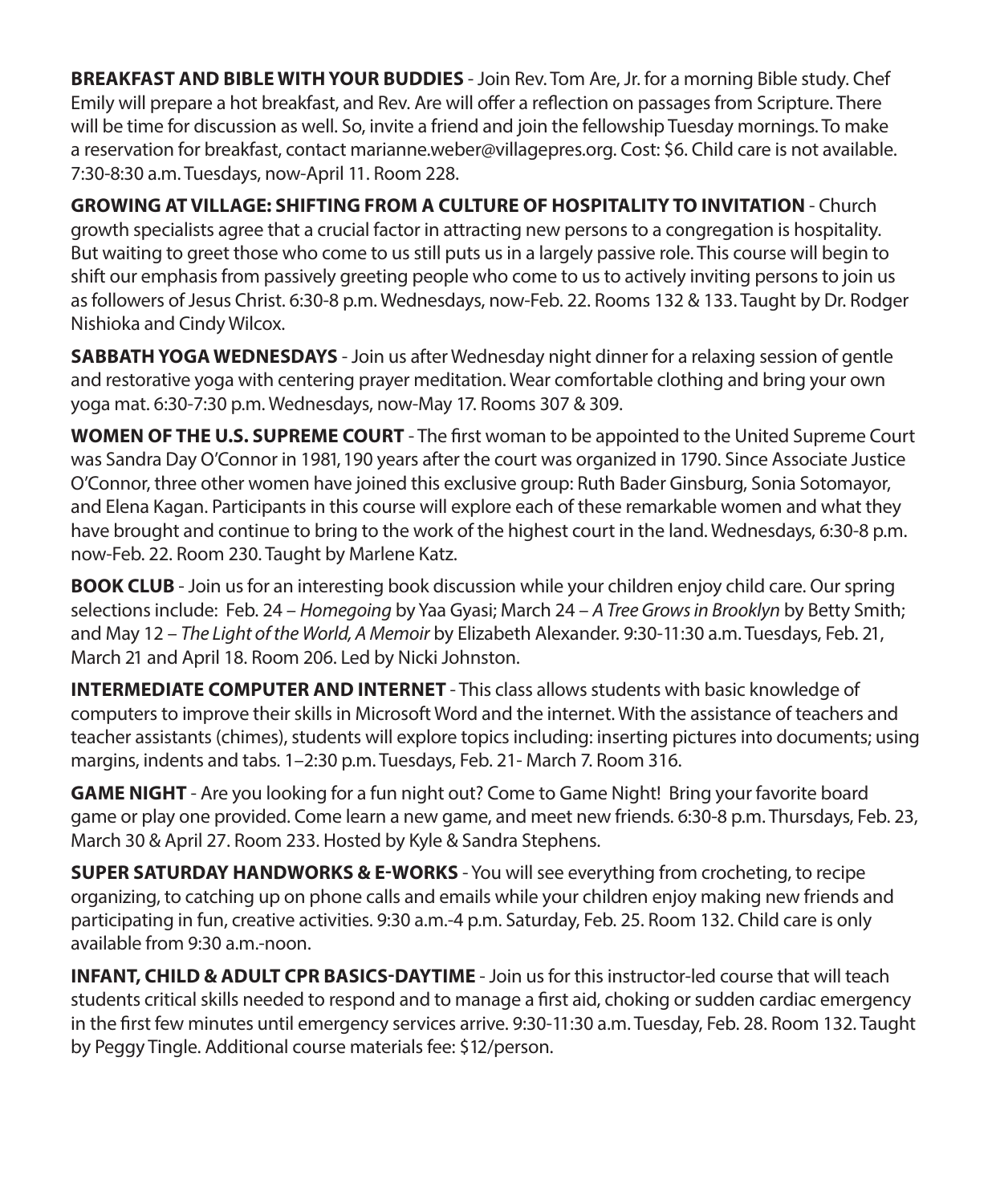**BREAKFAST AND BIBLE WITH YOUR BUDDIES** - Join Rev. Tom Are, Jr. for a morning Bible study. Chef Emily will prepare a hot breakfast, and Rev. Are will offer a reflection on passages from Scripture. There will be time for discussion as well. So, invite a friend and join the fellowship Tuesday mornings. To make a reservation for breakfast, contact marianne.weber@villagepres.org. Cost: $6. Child care is not available. 7:30-8:30 a.m. Tuesdays, now-April 11. Room 228.

**GROWING AT VILLAGE: SHIFTING FROM A CULTURE OF HOSPITALITY TO INVITATION** - Church growth specialists agree that a crucial factor in attracting new persons to a congregation is hospitality. But waiting to greet those who come to us still puts us in a largely passive role. This course will begin to shift our emphasis from passively greeting people who come to us to actively inviting persons to join us as followers of Jesus Christ. 6:30-8 p.m. Wednesdays, now-Feb. 22. Rooms 132 & 133. Taught by Dr. Rodger Nishioka and Cindy Wilcox.

**SABBATH YOGA WEDNESDAYS** - Join us after Wednesday night dinner for a relaxing session of gentle and restorative yoga with centering prayer meditation. Wear comfortable clothing and bring your own yoga mat. 6:30-7:30 p.m. Wednesdays, now-May 17. Rooms 307 & 309.

**WOMEN OF THE U.S. SUPREME COURT** - The first woman to be appointed to the United Supreme Court was Sandra Day O'Connor in 1981, 190 years after the court was organized in 1790. Since Associate Justice O'Connor, three other women have joined this exclusive group: Ruth Bader Ginsburg, Sonia Sotomayor, and Elena Kagan. Participants in this course will explore each of these remarkable women and what they have brought and continue to bring to the work of the highest court in the land. Wednesdays, 6:30-8 p.m. now-Feb. 22. Room 230. Taught by Marlene Katz.

**BOOK CLUB** - Join us for an interesting book discussion while your children enjoy child care. Our spring selections include: Feb. 24 – *Homegoing* by Yaa Gyasi; March 24 – *A Tree Grows in Brooklyn* by Betty Smith; and May 12 – *The Light of the World, A Memoir* by Elizabeth Alexander. 9:30-11:30 a.m. Tuesdays, Feb. 21, March 21 and April 18. Room 206. Led by Nicki Johnston.

**INTERMEDIATE COMPUTER AND INTERNET** - This class allows students with basic knowledge of computers to improve their skills in Microsoft Word and the internet. With the assistance of teachers and teacher assistants (chimes), students will explore topics including: inserting pictures into documents; using margins, indents and tabs. 1–2:30 p.m. Tuesdays, Feb. 21- March 7. Room 316.

**GAME NIGHT** - Are you looking for a fun night out? Come to Game Night! Bring your favorite board game or play one provided. Come learn a new game, and meet new friends. 6:30-8 p.m. Thursdays, Feb. 23, March 30 & April 27. Room 233. Hosted by Kyle & Sandra Stephens.

**SUPER SATURDAY HANDWORKS & E-WORKS** - You will see everything from crocheting, to recipe organizing, to catching up on phone calls and emails while your children enjoy making new friends and participating in fun, creative activities. 9:30 a.m.-4 p.m. Saturday, Feb. 25. Room 132. Child care is only available from 9:30 a.m.-noon.

**INFANT, CHILD & ADULT CPR BASICS-DAYTIME** - Join us for this instructor-led course that will teach students critical skills needed to respond and to manage a first aid, choking or sudden cardiac emergency in the first few minutes until emergency services arrive. 9:30-11:30 a.m. Tuesday, Feb. 28. Room 132. Taught by Peggy Tingle. Additional course materials fee: $12/person.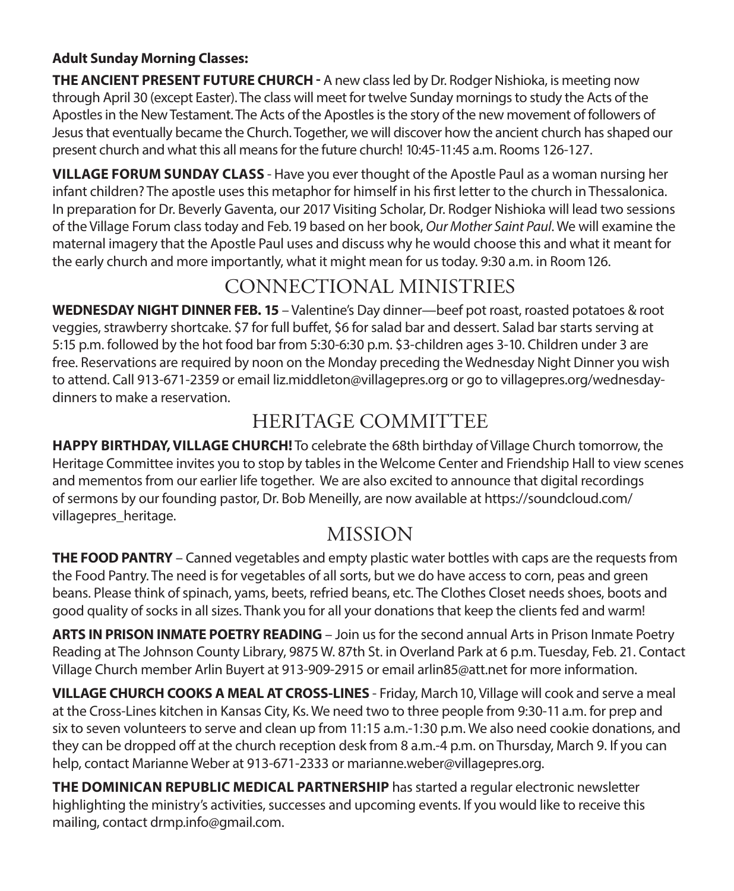**Adult Sunday Morning Classes:**

**THE ANCIENT PRESENT FUTURE CHURCH -** A new class led by Dr. Rodger Nishioka, is meeting now through April 30 (except Easter). The class will meet for twelve Sunday mornings to study the Acts of the Apostles in the New Testament. The Acts of the Apostles is the story of the new movement of followers of Jesus that eventually became the Church. Together, we will discover how the ancient church has shaped our present church and what this all means for the future church! 10:45-11:45 a.m. Rooms 126-127.

**VILLAGE FORUM SUNDAY CLASS** - Have you ever thought of the Apostle Paul as a woman nursing her infant children? The apostle uses this metaphor for himself in his first letter to the church in Thessalonica. In preparation for Dr. Beverly Gaventa, our 2017 Visiting Scholar, Dr. Rodger Nishioka will lead two sessions of the Village Forum class today and Feb. 19 based on her book, *Our Mother Saint Paul*. We will examine the maternal imagery that the Apostle Paul uses and discuss why he would choose this and what it meant for the early church and more importantly, what it might mean for us today. 9:30 a.m. in Room 126.

## CONNECTIONAL MINISTRIES

**WEDNESDAY NIGHT DINNER FEB. 15** – Valentine's Day dinner—beef pot roast, roasted potatoes & root veggies, strawberry shortcake. $7 for full buffet, $6 for salad bar and dessert. Salad bar starts serving at 5:15 p.m. followed by the hot food bar from 5:30-6:30 p.m. $3-children ages 3-10. Children under 3 are free. Reservations are required by noon on the Monday preceding the Wednesday Night Dinner you wish to attend. Call 913-671-2359 or email liz.middleton@villagepres.org or go to villagepres.org/wednesday-dinners to make a reservation.

## HERITAGE COMMITTEE

**HAPPY BIRTHDAY, VILLAGE CHURCH!** To celebrate the 68th birthday of Village Church tomorrow, the Heritage Committee invites you to stop by tables in the Welcome Center and Friendship Hall to view scenes and mementos from our earlier life together. We are also excited to announce that digital recordings of sermons by our founding pastor, Dr. Bob Meneilly, are now available at https://soundcloud.com/villagepres_heritage.

## MISSION

**THE FOOD PANTRY** – Canned vegetables and empty plastic water bottles with caps are the requests from the Food Pantry. The need is for vegetables of all sorts, but we do have access to corn, peas and green beans. Please think of spinach, yams, beets, refried beans, etc. The Clothes Closet needs shoes, boots and good quality of socks in all sizes. Thank you for all your donations that keep the clients fed and warm!

**ARTS IN PRISON INMATE POETRY READING** – Join us for the second annual Arts in Prison Inmate Poetry Reading at The Johnson County Library, 9875 W. 87th St. in Overland Park at 6 p.m. Tuesday, Feb. 21. Contact Village Church member Arlin Buyert at 913-909-2915 or email arlin85@att.net for more information.

**VILLAGE CHURCH COOKS A MEAL AT CROSS-LINES** - Friday, March 10, Village will cook and serve a meal at the Cross-Lines kitchen in Kansas City, Ks. We need two to three people from 9:30-11 a.m. for prep and six to seven volunteers to serve and clean up from 11:15 a.m.-1:30 p.m. We also need cookie donations, and they can be dropped off at the church reception desk from 8 a.m.-4 p.m. on Thursday, March 9. If you can help, contact Marianne Weber at 913-671-2333 or marianne.weber@villagepres.org.

**THE DOMINICAN REPUBLIC MEDICAL PARTNERSHIP** has started a regular electronic newsletter highlighting the ministry's activities, successes and upcoming events. If you would like to receive this mailing, contact drmp.info@gmail.com.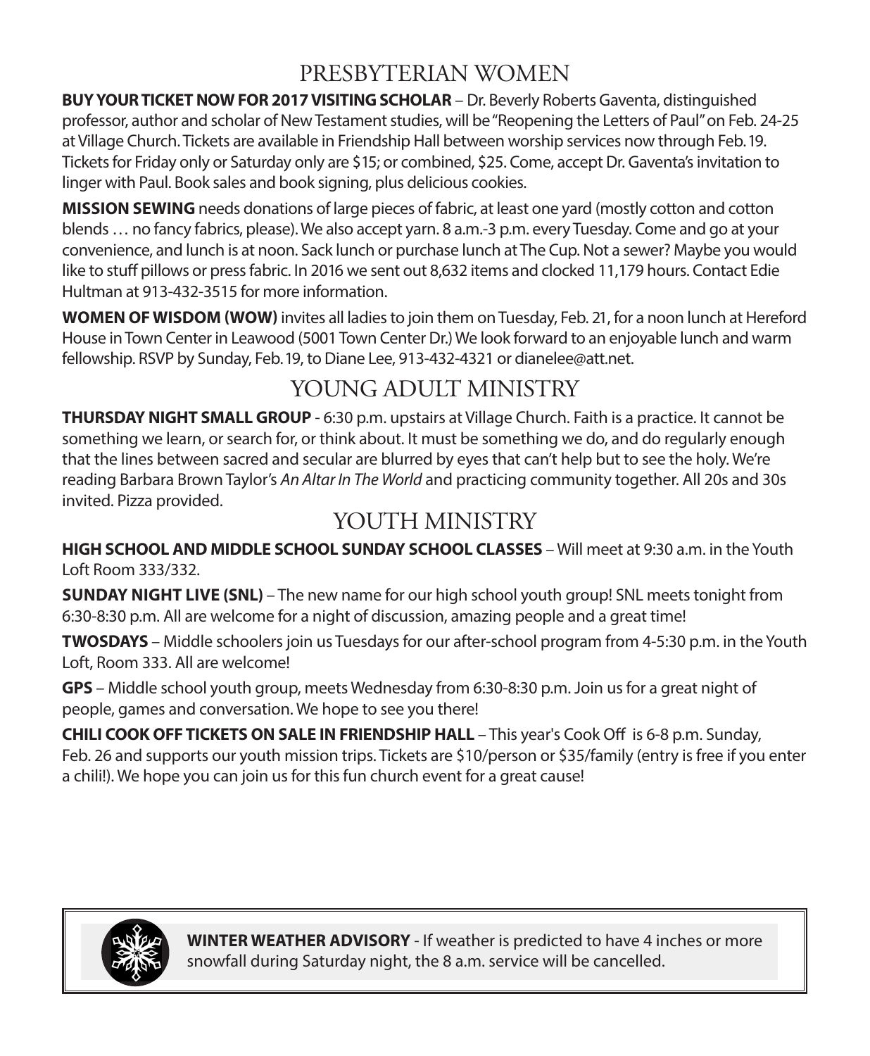## PRESBYTERIAN WOMEN

**BUY YOUR TICKET NOW FOR 2017 VISITING SCHOLAR** – Dr. Beverly Roberts Gaventa, distinguished professor, author and scholar of New Testament studies, will be "Reopening the Letters of Paul" on Feb. 24-25 at Village Church. Tickets are available in Friendship Hall between worship services now through Feb. 19. Tickets for Friday only or Saturday only are $15; or combined, $25. Come, accept Dr. Gaventa's invitation to linger with Paul. Book sales and book signing, plus delicious cookies.

**MISSION SEWING** needs donations of large pieces of fabric, at least one yard (mostly cotton and cotton blends … no fancy fabrics, please). We also accept yarn. 8 a.m.-3 p.m. every Tuesday. Come and go at your convenience, and lunch is at noon. Sack lunch or purchase lunch at The Cup. Not a sewer? Maybe you would like to stuff pillows or press fabric. In 2016 we sent out 8,632 items and clocked 11,179 hours. Contact Edie Hultman at 913-432-3515 for more information.

**WOMEN OF WISDOM (WOW)** invites all ladies to join them on Tuesday, Feb. 21, for a noon lunch at Hereford House in Town Center in Leawood (5001 Town Center Dr.) We look forward to an enjoyable lunch and warm fellowship. RSVP by Sunday, Feb. 19, to Diane Lee, 913-432-4321 or dianelee@att.net.

## YOUNG ADULT MINISTRY

**THURSDAY NIGHT SMALL GROUP** - 6:30 p.m. upstairs at Village Church. Faith is a practice. It cannot be something we learn, or search for, or think about. It must be something we do, and do regularly enough that the lines between sacred and secular are blurred by eyes that can't help but to see the holy. We're reading Barbara Brown Taylor's *An Altar In The World* and practicing community together. All 20s and 30s invited. Pizza provided.

## YOUTH MINISTRY

**HIGH SCHOOL AND MIDDLE SCHOOL SUNDAY SCHOOL CLASSES** – Will meet at 9:30 a.m. in the Youth Loft Room 333/332.

**SUNDAY NIGHT LIVE (SNL)** – The new name for our high school youth group! SNL meets tonight from 6:30-8:30 p.m. All are welcome for a night of discussion, amazing people and a great time!

**TWOSDAYS** – Middle schoolers join us Tuesdays for our after-school program from 4-5:30 p.m. in the Youth Loft, Room 333. All are welcome!

**GPS** – Middle school youth group, meets Wednesday from 6:30-8:30 p.m. Join us for a great night of people, games and conversation. We hope to see you there!

**CHILI COOK OFF TICKETS ON SALE IN FRIENDSHIP HALL** – This year's Cook Off is 6-8 p.m. Sunday, Feb. 26 and supports our youth mission trips. Tickets are $10/person or $35/family (entry is free if you enter a chili!). We hope you can join us for this fun church event for a great cause!

**WINTER WEATHER ADVISORY** - If weather is predicted to have 4 inches or more snowfall during Saturday night, the 8 a.m. service will be cancelled.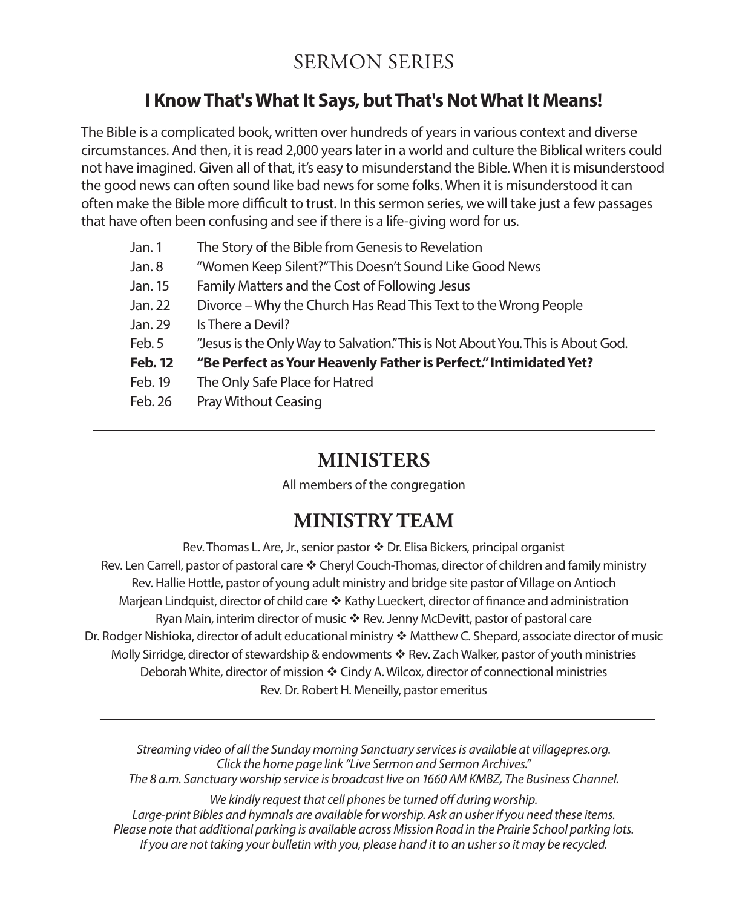## SERMON SERIES

### I Know That's What It Says, but That's Not What It Means!

The Bible is a complicated book, written over hundreds of years in various context and diverse circumstances. And then, it is read 2,000 years later in a world and culture the Biblical writers could not have imagined. Given all of that, it's easy to misunderstand the Bible. When it is misunderstood the good news can often sound like bad news for some folks. When it is misunderstood it can often make the Bible more difficult to trust. In this sermon series, we will take just a few passages that have often been confusing and see if there is a life-giving word for us.

| | |
|---|---|
| Jan. 1 | The Story of the Bible from Genesis to Revelation |
| Jan. 8 | "Women Keep Silent?" This Doesn't Sound Like Good News |
| Jan. 15 | Family Matters and the Cost of Following Jesus |
| Jan. 22 | Divorce – Why the Church Has Read This Text to the Wrong People |
| Jan. 29 | Is There a Devil? |
| Feb. 5 | "Jesus is the Only Way to Salvation." This is Not About You. This is About God. |
| **Feb. 12** | **"Be Perfect as Your Heavenly Father is Perfect." Intimidated Yet?** |
| Feb. 19 | The Only Safe Place for Hatred |
| Feb. 26 | Pray Without Ceasing |

---

## MINISTERS

All members of the congregation

## MINISTRY TEAM

Rev. Thomas L. Are, Jr., senior pastor ❖ Dr. Elisa Bickers, principal organist
Rev. Len Carrell, pastor of pastoral care ❖ Cheryl Couch-Thomas, director of children and family ministry
Rev. Hallie Hottle, pastor of young adult ministry and bridge site pastor of Village on Antioch
Marjean Lindquist, director of child care ❖ Kathy Lueckert, director of finance and administration
Ryan Main, interim director of music ❖ Rev. Jenny McDevitt, pastor of pastoral care
Dr. Rodger Nishioka, director of adult educational ministry ❖ Matthew C. Shepard, associate director of music
Molly Sirridge, director of stewardship & endowments ❖ Rev. Zach Walker, pastor of youth ministries
Deborah White, director of mission ❖ Cindy A. Wilcox, director of connectional ministries
Rev. Dr. Robert H. Meneilly, pastor emeritus

---

*Streaming video of all the Sunday morning Sanctuary services is available at villagepres.org.*
*Click the home page link "Live Sermon and Sermon Archives."*
*The 8 a.m. Sanctuary worship service is broadcast live on 1660 AM KMBZ, The Business Channel.*

*We kindly request that cell phones be turned off during worship.*
*Large-print Bibles and hymnals are available for worship. Ask an usher if you need these items.*
*Please note that additional parking is available across Mission Road in the Prairie School parking lots.*
*If you are not taking your bulletin with you, please hand it to an usher so it may be recycled.*